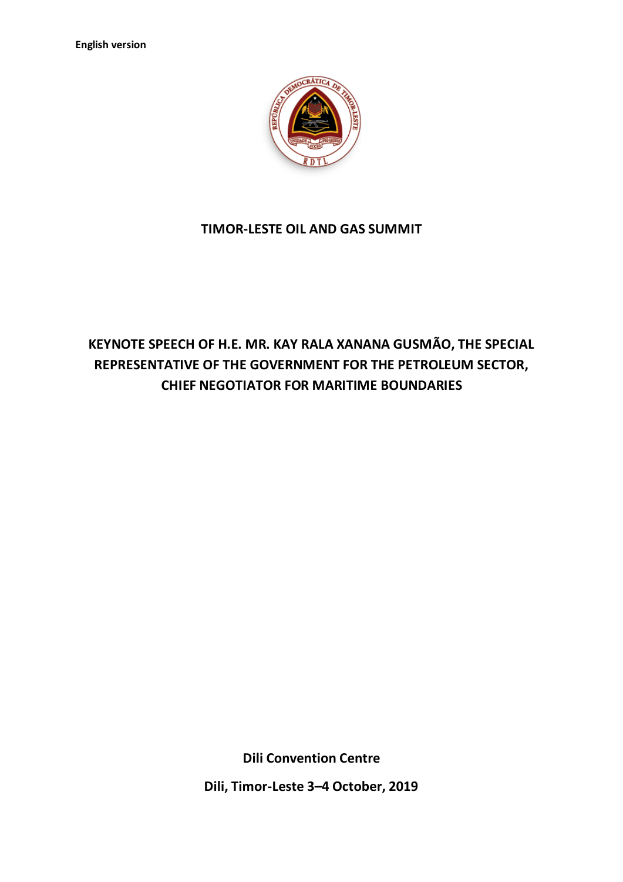**English version**

# TIMOR-LESTE OIL AND GAS SUMMIT

## KEYNOTE SPEECH OF H.E. MR. KAY RALA XANANA GUSMÃO, THE SPECIAL REPRESENTATIVE OF THE GOVERNMENT FOR THE PETROLEUM SECTOR, CHIEF NEGOTIATOR FOR MARITIME BOUNDARIES

**Dili Convention Centre**

**Dili, Timor-Leste 3–4 October, 2019**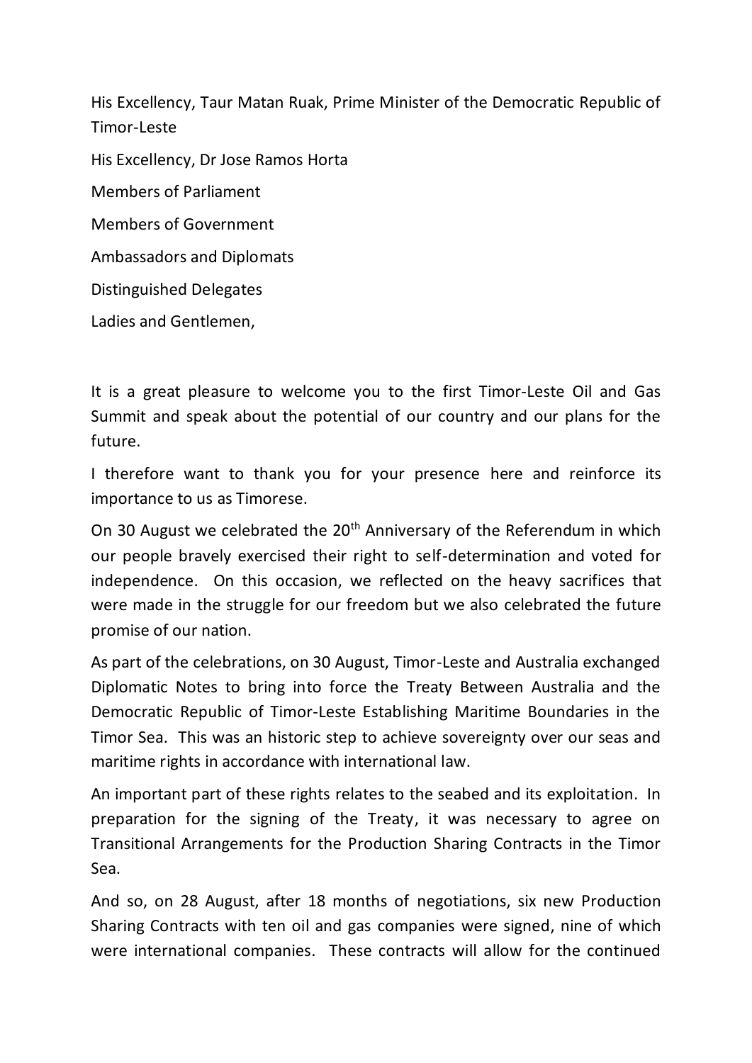His Excellency, Taur Matan Ruak, Prime Minister of the Democratic Republic of Timor-Leste

His Excellency, Dr Jose Ramos Horta

Members of Parliament

Members of Government

Ambassadors and Diplomats

Distinguished Delegates

Ladies and Gentlemen,

It is a great pleasure to welcome you to the first Timor-Leste Oil and Gas Summit and speak about the potential of our country and our plans for the future.

I therefore want to thank you for your presence here and reinforce its importance to us as Timorese.

On 30 August we celebrated the 20th Anniversary of the Referendum in which our people bravely exercised their right to self-determination and voted for independence. On this occasion, we reflected on the heavy sacrifices that were made in the struggle for our freedom but we also celebrated the future promise of our nation.

As part of the celebrations, on 30 August, Timor-Leste and Australia exchanged Diplomatic Notes to bring into force the Treaty Between Australia and the Democratic Republic of Timor-Leste Establishing Maritime Boundaries in the Timor Sea. This was an historic step to achieve sovereignty over our seas and maritime rights in accordance with international law.

An important part of these rights relates to the seabed and its exploitation. In preparation for the signing of the Treaty, it was necessary to agree on Transitional Arrangements for the Production Sharing Contracts in the Timor Sea.

And so, on 28 August, after 18 months of negotiations, six new Production Sharing Contracts with ten oil and gas companies were signed, nine of which were international companies. These contracts will allow for the continued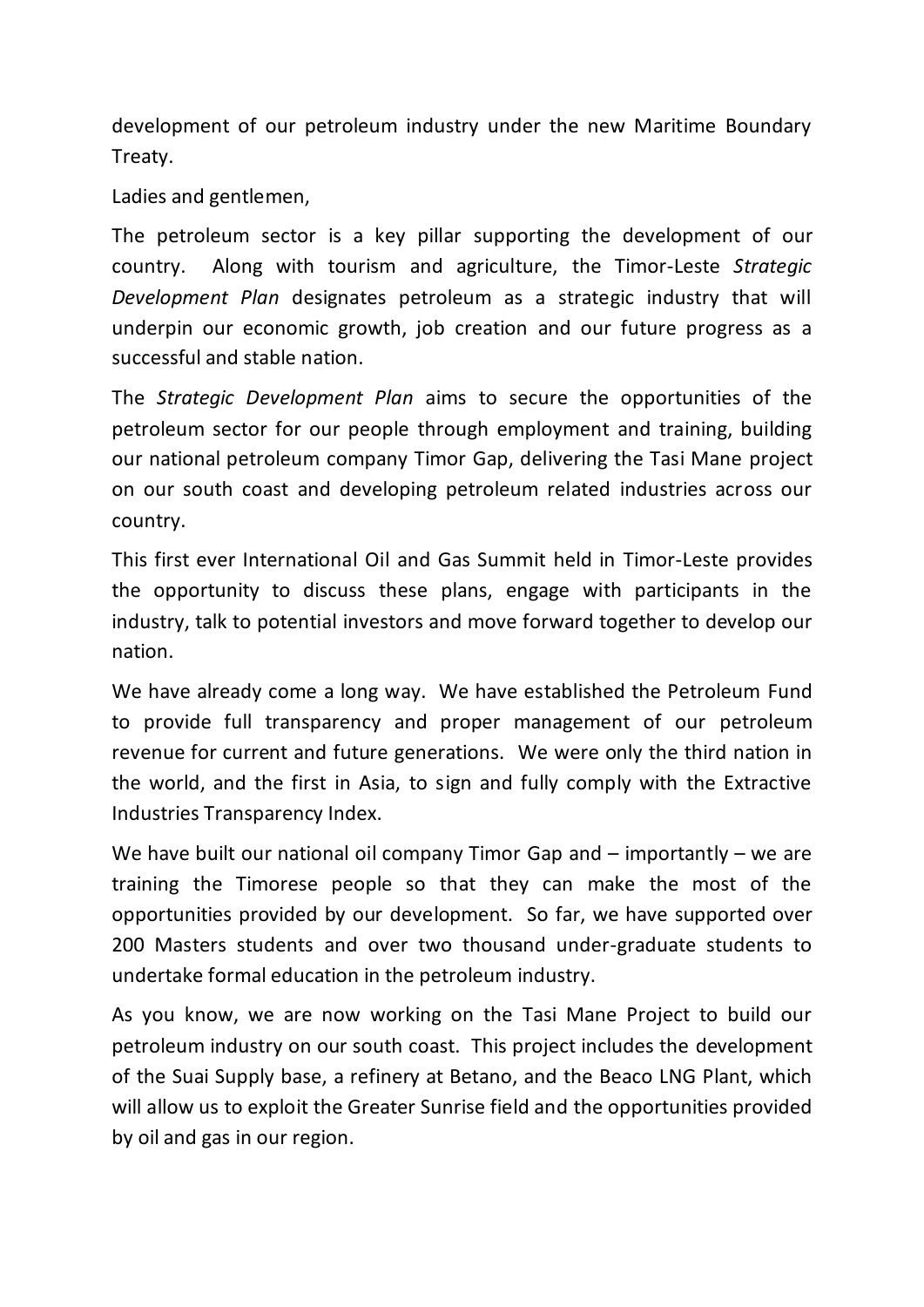development of our petroleum industry under the new Maritime Boundary Treaty.

Ladies and gentlemen,

The petroleum sector is a key pillar supporting the development of our country. Along with tourism and agriculture, the Timor-Leste *Strategic Development Plan* designates petroleum as a strategic industry that will underpin our economic growth, job creation and our future progress as a successful and stable nation.

The *Strategic Development Plan* aims to secure the opportunities of the petroleum sector for our people through employment and training, building our national petroleum company Timor Gap, delivering the Tasi Mane project on our south coast and developing petroleum related industries across our country.

This first ever International Oil and Gas Summit held in Timor-Leste provides the opportunity to discuss these plans, engage with participants in the industry, talk to potential investors and move forward together to develop our nation.

We have already come a long way. We have established the Petroleum Fund to provide full transparency and proper management of our petroleum revenue for current and future generations. We were only the third nation in the world, and the first in Asia, to sign and fully comply with the Extractive Industries Transparency Index.

We have built our national oil company Timor Gap and – importantly – we are training the Timorese people so that they can make the most of the opportunities provided by our development. So far, we have supported over 200 Masters students and over two thousand under-graduate students to undertake formal education in the petroleum industry.

As you know, we are now working on the Tasi Mane Project to build our petroleum industry on our south coast. This project includes the development of the Suai Supply base, a refinery at Betano, and the Beaco LNG Plant, which will allow us to exploit the Greater Sunrise field and the opportunities provided by oil and gas in our region.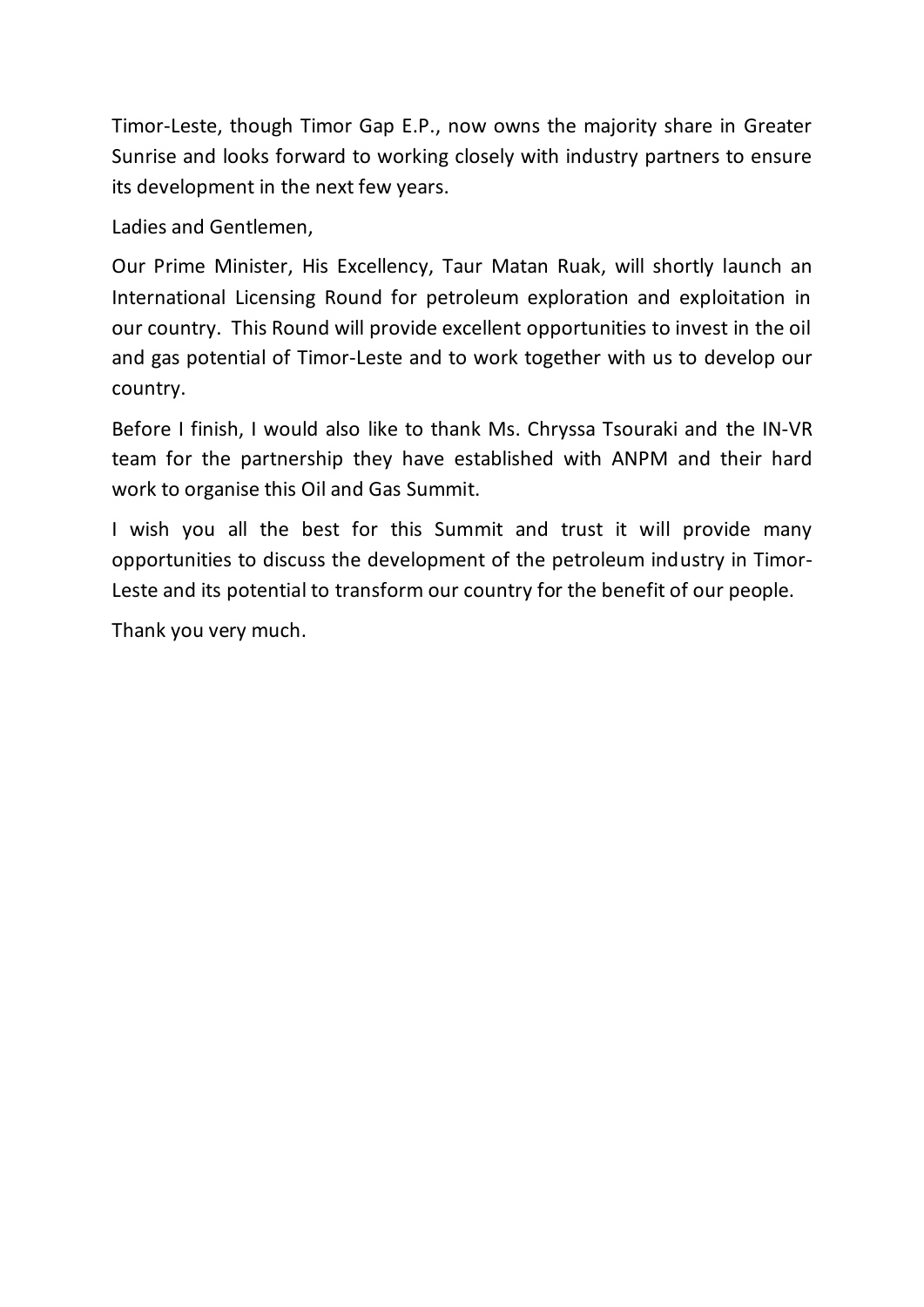Timor-Leste, though Timor Gap E.P., now owns the majority share in Greater Sunrise and looks forward to working closely with industry partners to ensure its development in the next few years.

Ladies and Gentlemen,

Our Prime Minister, His Excellency, Taur Matan Ruak, will shortly launch an International Licensing Round for petroleum exploration and exploitation in our country. This Round will provide excellent opportunities to invest in the oil and gas potential of Timor-Leste and to work together with us to develop our country.

Before I finish, I would also like to thank Ms. Chryssa Tsouraki and the IN-VR team for the partnership they have established with ANPM and their hard work to organise this Oil and Gas Summit.

I wish you all the best for this Summit and trust it will provide many opportunities to discuss the development of the petroleum industry in Timor-Leste and its potential to transform our country for the benefit of our people.

Thank you very much.